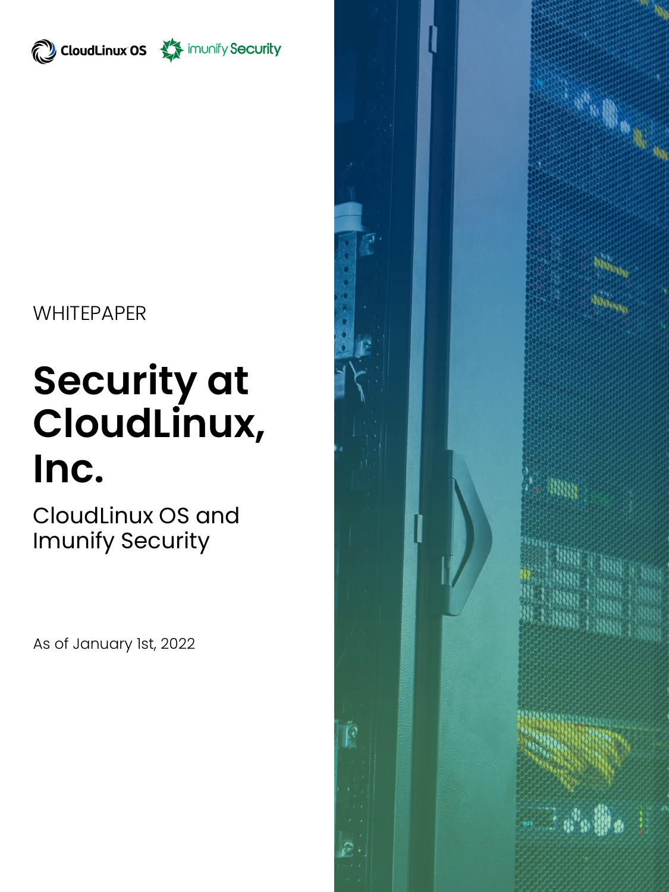CloudLinux OS imunify Security

WHITEPAPER

# Security at CloudLinux, Inc.

## CloudLinux OS and Imunify Security

As of January 1st, 2022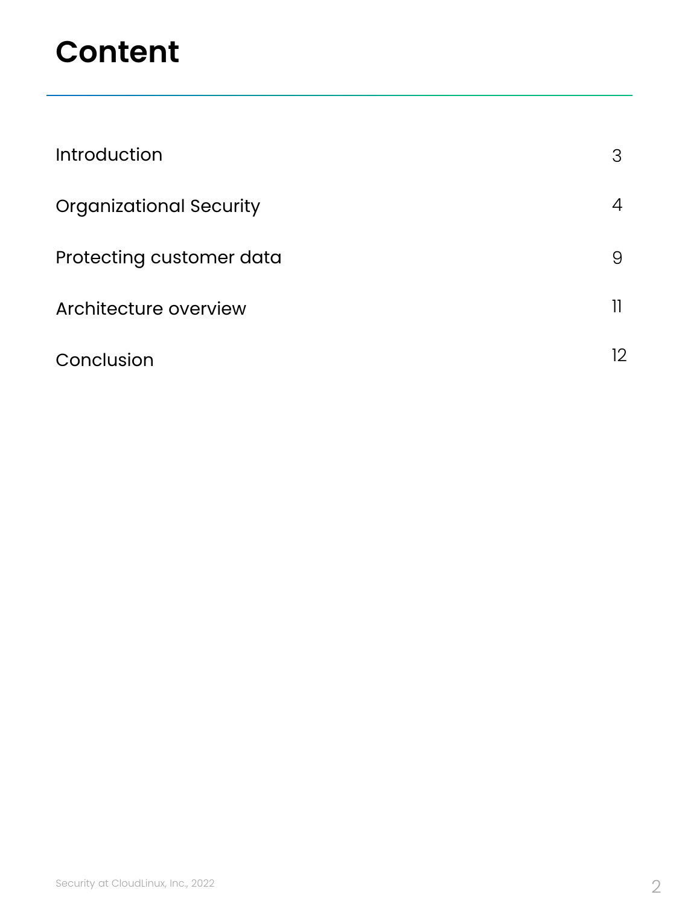# Content

| | |
|---|---|
| Introduction | 3 |
| Organizational Security | 4 |
| Protecting customer data | 9 |
| Architecture overview | 11 |
| Conclusion | 12 |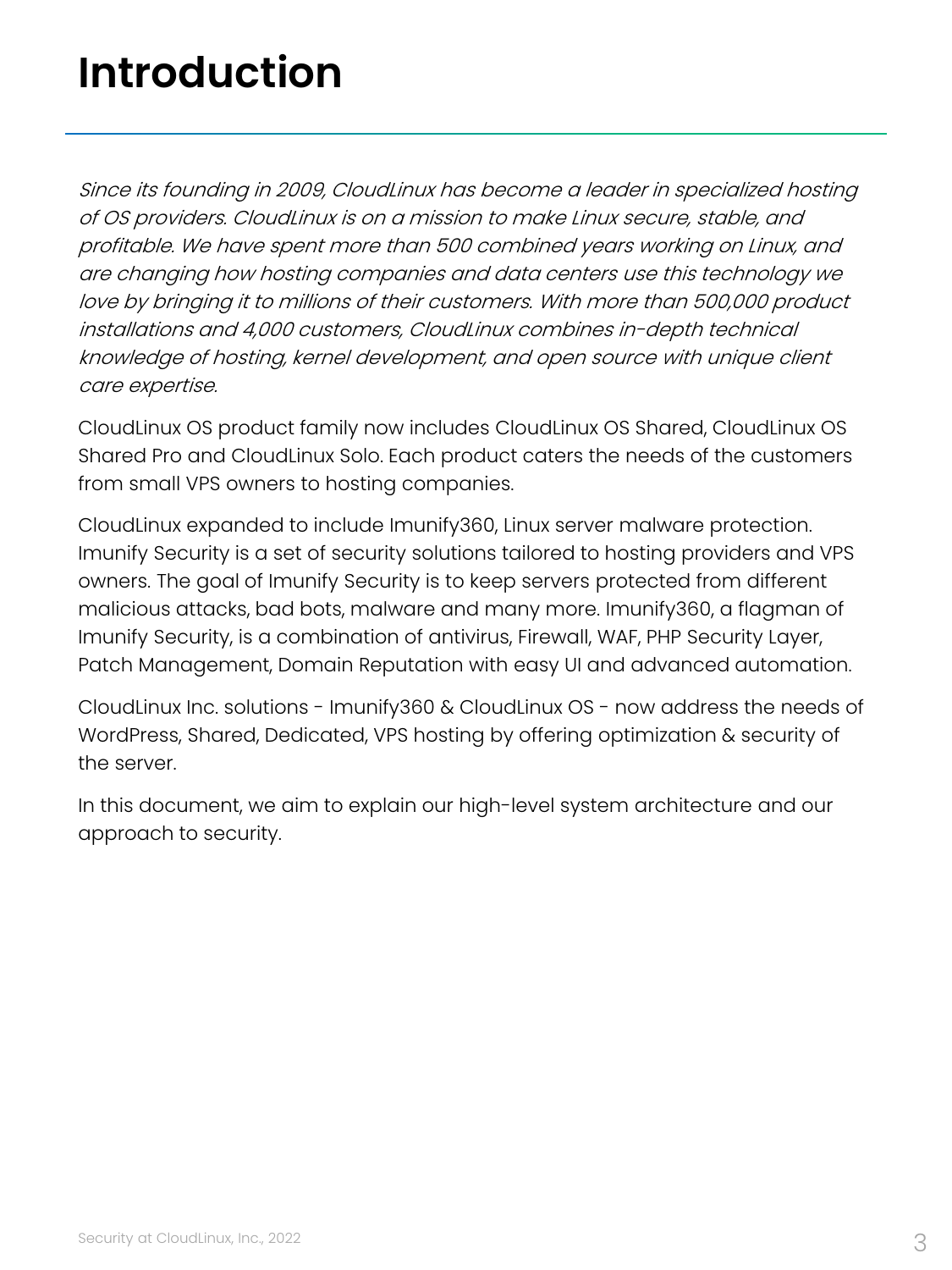# Introduction

*Since its founding in 2009, CloudLinux has become a leader in specialized hosting of OS providers. CloudLinux is on a mission to make Linux secure, stable, and profitable. We have spent more than 500 combined years working on Linux, and are changing how hosting companies and data centers use this technology we love by bringing it to millions of their customers. With more than 500,000 product installations and 4,000 customers, CloudLinux combines in-depth technical knowledge of hosting, kernel development, and open source with unique client care expertise.*

CloudLinux OS product family now includes CloudLinux OS Shared, CloudLinux OS Shared Pro and CloudLinux Solo. Each product caters the needs of the customers from small VPS owners to hosting companies.

CloudLinux expanded to include Imunify360, Linux server malware protection. Imunify Security is a set of security solutions tailored to hosting providers and VPS owners. The goal of Imunify Security is to keep servers protected from different malicious attacks, bad bots, malware and many more. Imunify360, a flagman of Imunify Security, is a combination of antivirus, Firewall, WAF, PHP Security Layer, Patch Management, Domain Reputation with easy UI and advanced automation.

CloudLinux Inc. solutions - Imunify360 & CloudLinux OS - now address the needs of WordPress, Shared, Dedicated, VPS hosting by offering optimization & security of the server.

In this document, we aim to explain our high-level system architecture and our approach to security.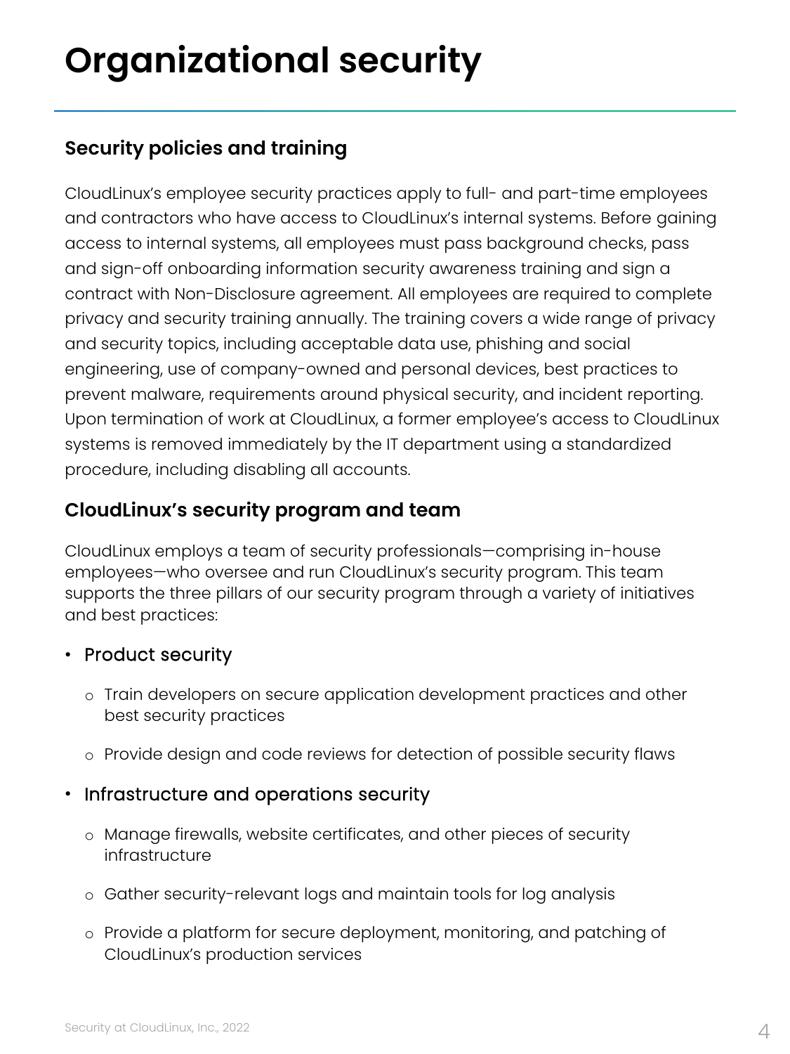# Organizational security

## Security policies and training

CloudLinux's employee security practices apply to full- and part-time employees and contractors who have access to CloudLinux's internal systems. Before gaining access to internal systems, all employees must pass background checks, pass and sign-off onboarding information security awareness training and sign a contract with Non-Disclosure agreement. All employees are required to complete privacy and security training annually. The training covers a wide range of privacy and security topics, including acceptable data use, phishing and social engineering, use of company-owned and personal devices, best practices to prevent malware, requirements around physical security, and incident reporting. Upon termination of work at CloudLinux, a former employee's access to CloudLinux systems is removed immediately by the IT department using a standardized procedure, including disabling all accounts.

## CloudLinux's security program and team

CloudLinux employs a team of security professionals—comprising in-house employees—who oversee and run CloudLinux's security program. This team supports the three pillars of our security program through a variety of initiatives and best practices:

- Product security
  - Train developers on secure application development practices and other best security practices
  - Provide design and code reviews for detection of possible security flaws
- Infrastructure and operations security
  - Manage firewalls, website certificates, and other pieces of security infrastructure
  - Gather security-relevant logs and maintain tools for log analysis
  - Provide a platform for secure deployment, monitoring, and patching of CloudLinux's production services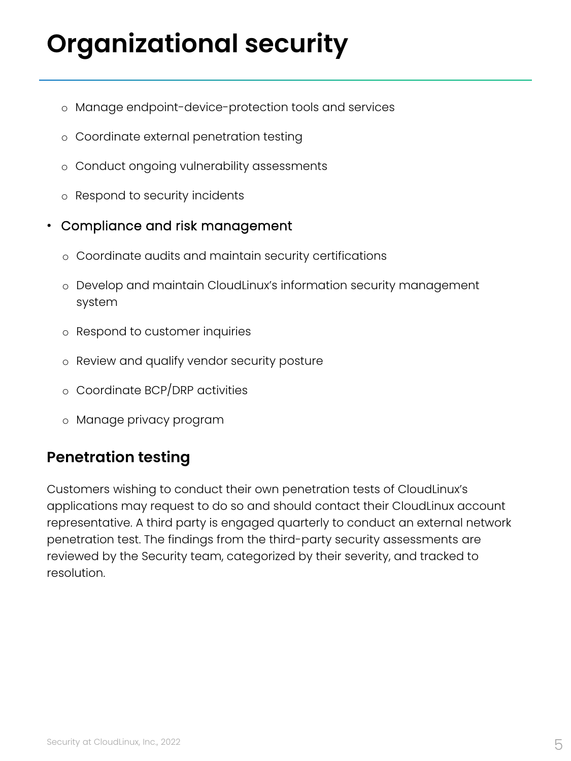# Organizational security

  - Manage endpoint-device-protection tools and services
  - Coordinate external penetration testing
  - Conduct ongoing vulnerability assessments
  - Respond to security incidents
- Compliance and risk management
  - Coordinate audits and maintain security certifications
  - Develop and maintain CloudLinux's information security management system
  - Respond to customer inquiries
  - Review and qualify vendor security posture
  - Coordinate BCP/DRP activities
  - Manage privacy program

## Penetration testing

Customers wishing to conduct their own penetration tests of CloudLinux's applications may request to do so and should contact their CloudLinux account representative. A third party is engaged quarterly to conduct an external network penetration test. The findings from the third-party security assessments are reviewed by the Security team, categorized by their severity, and tracked to resolution.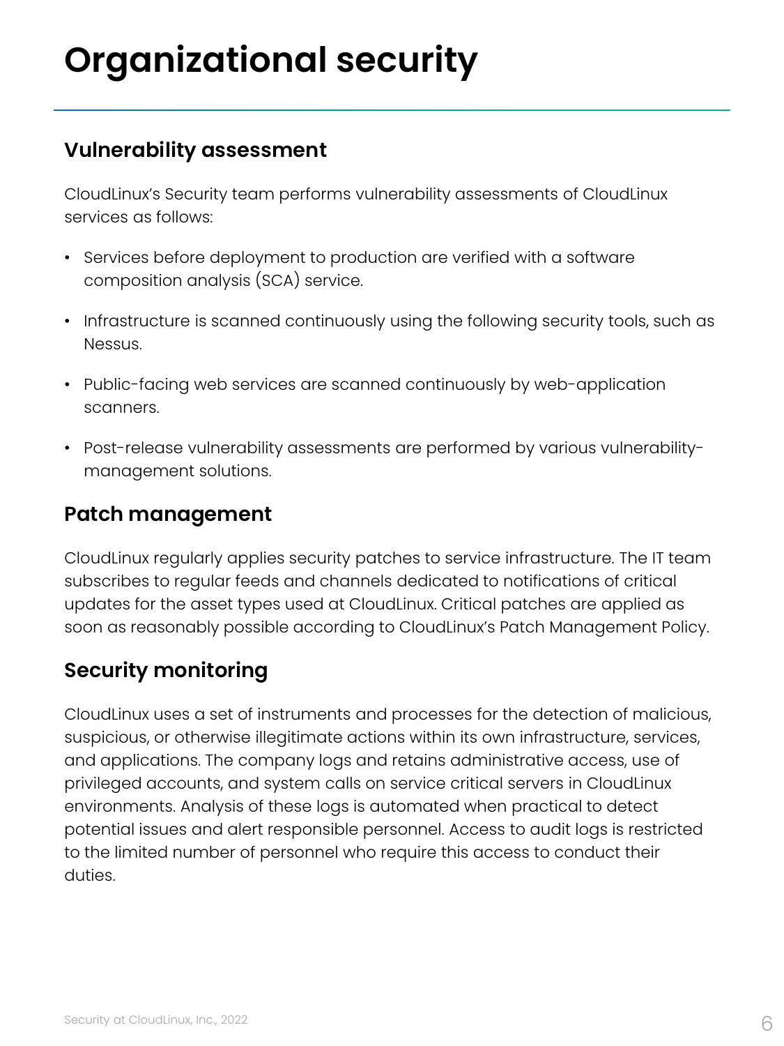# Organizational security

## Vulnerability assessment

CloudLinux's Security team performs vulnerability assessments of CloudLinux services as follows:

- Services before deployment to production are verified with a software composition analysis (SCA) service.
- Infrastructure is scanned continuously using the following security tools, such as Nessus.
- Public-facing web services are scanned continuously by web-application scanners.
- Post-release vulnerability assessments are performed by various vulnerability-management solutions.

## Patch management

CloudLinux regularly applies security patches to service infrastructure. The IT team subscribes to regular feeds and channels dedicated to notifications of critical updates for the asset types used at CloudLinux. Critical patches are applied as soon as reasonably possible according to CloudLinux's Patch Management Policy.

## Security monitoring

CloudLinux uses a set of instruments and processes for the detection of malicious, suspicious, or otherwise illegitimate actions within its own infrastructure, services, and applications. The company logs and retains administrative access, use of privileged accounts, and system calls on service critical servers in CloudLinux environments. Analysis of these logs is automated when practical to detect potential issues and alert responsible personnel. Access to audit logs is restricted to the limited number of personnel who require this access to conduct their duties.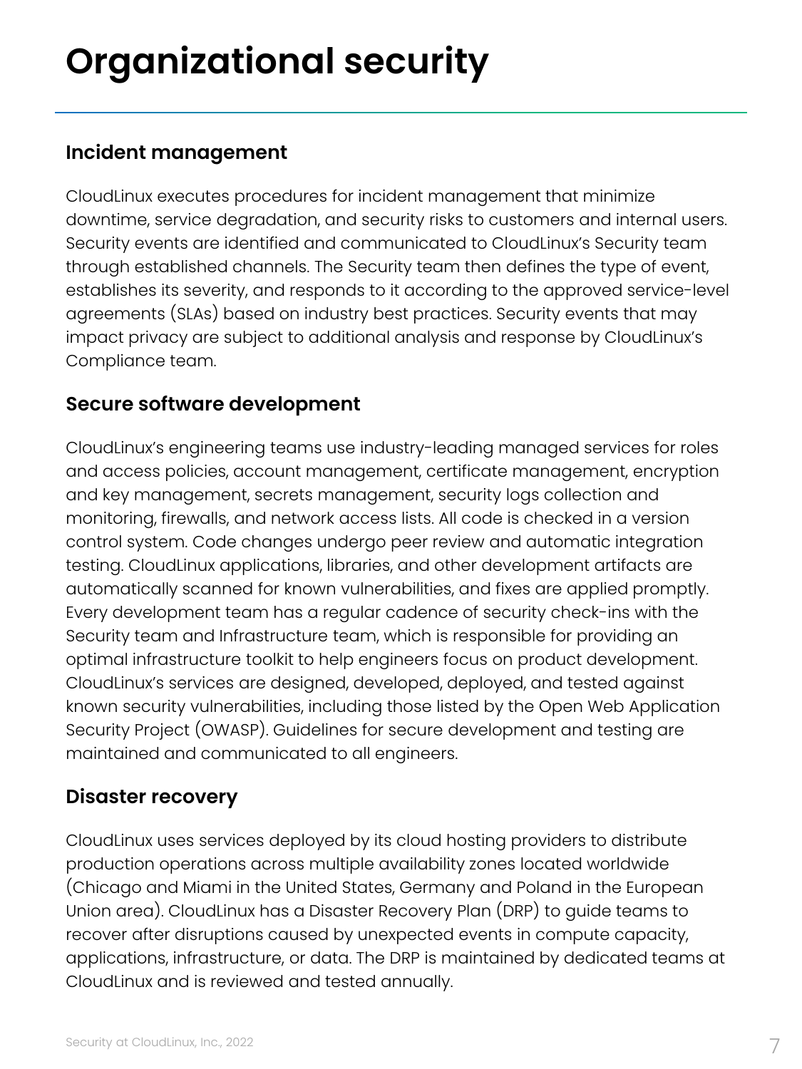# Organizational security

## Incident management

CloudLinux executes procedures for incident management that minimize downtime, service degradation, and security risks to customers and internal users. Security events are identified and communicated to CloudLinux's Security team through established channels. The Security team then defines the type of event, establishes its severity, and responds to it according to the approved service-level agreements (SLAs) based on industry best practices. Security events that may impact privacy are subject to additional analysis and response by CloudLinux's Compliance team.

## Secure software development

CloudLinux's engineering teams use industry-leading managed services for roles and access policies, account management, certificate management, encryption and key management, secrets management, security logs collection and monitoring, firewalls, and network access lists. All code is checked in a version control system. Code changes undergo peer review and automatic integration testing. CloudLinux applications, libraries, and other development artifacts are automatically scanned for known vulnerabilities, and fixes are applied promptly. Every development team has a regular cadence of security check-ins with the Security team and Infrastructure team, which is responsible for providing an optimal infrastructure toolkit to help engineers focus on product development. CloudLinux's services are designed, developed, deployed, and tested against known security vulnerabilities, including those listed by the Open Web Application Security Project (OWASP). Guidelines for secure development and testing are maintained and communicated to all engineers.

## Disaster recovery

CloudLinux uses services deployed by its cloud hosting providers to distribute production operations across multiple availability zones located worldwide (Chicago and Miami in the United States, Germany and Poland in the European Union area). CloudLinux has a Disaster Recovery Plan (DRP) to guide teams to recover after disruptions caused by unexpected events in compute capacity, applications, infrastructure, or data. The DRP is maintained by dedicated teams at CloudLinux and is reviewed and tested annually.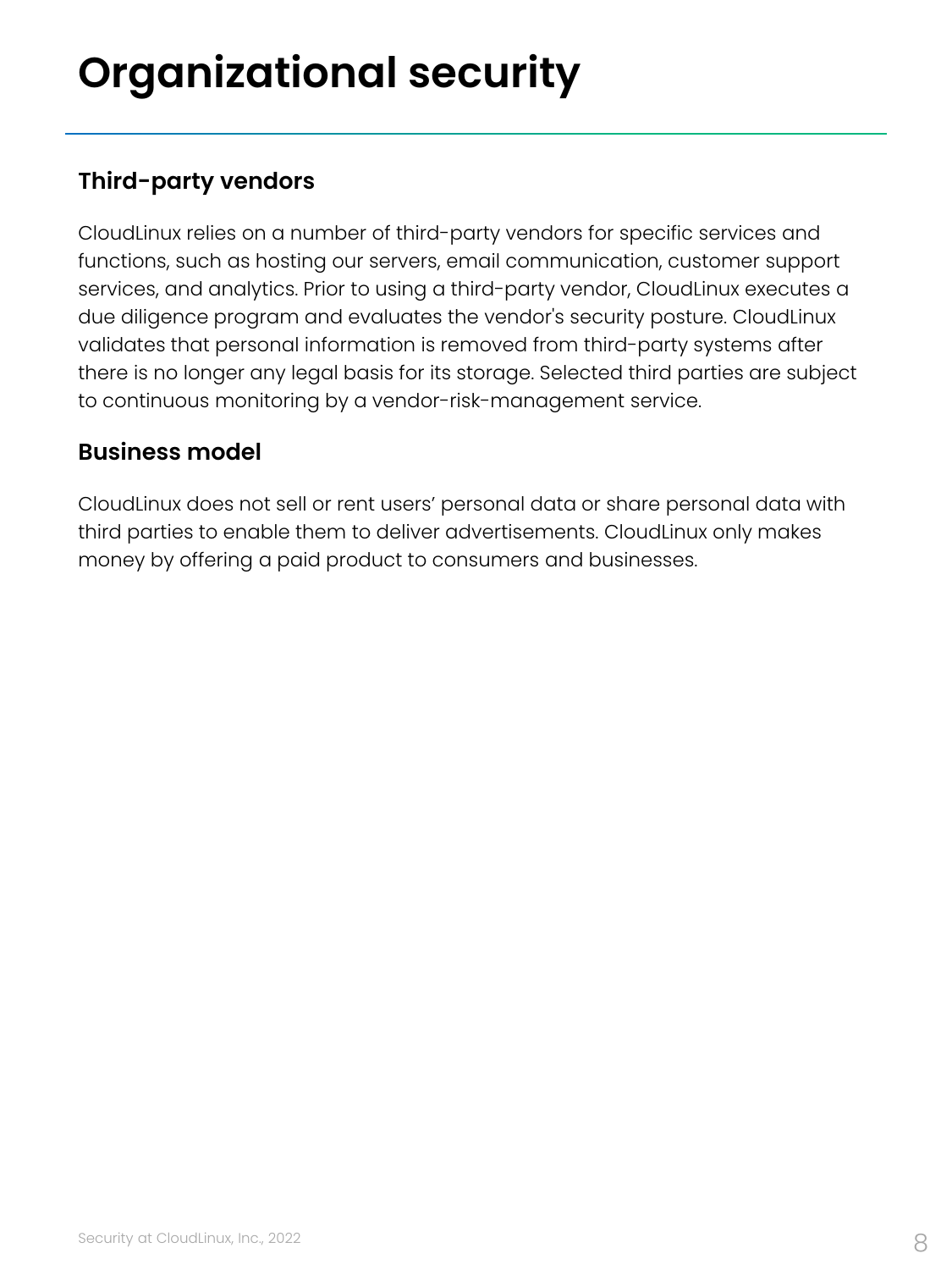# Organizational security

## Third-party vendors

CloudLinux relies on a number of third-party vendors for specific services and functions, such as hosting our servers, email communication, customer support services, and analytics. Prior to using a third-party vendor, CloudLinux executes a due diligence program and evaluates the vendor's security posture. CloudLinux validates that personal information is removed from third-party systems after there is no longer any legal basis for its storage. Selected third parties are subject to continuous monitoring by a vendor-risk-management service.

## Business model

CloudLinux does not sell or rent users' personal data or share personal data with third parties to enable them to deliver advertisements. CloudLinux only makes money by offering a paid product to consumers and businesses.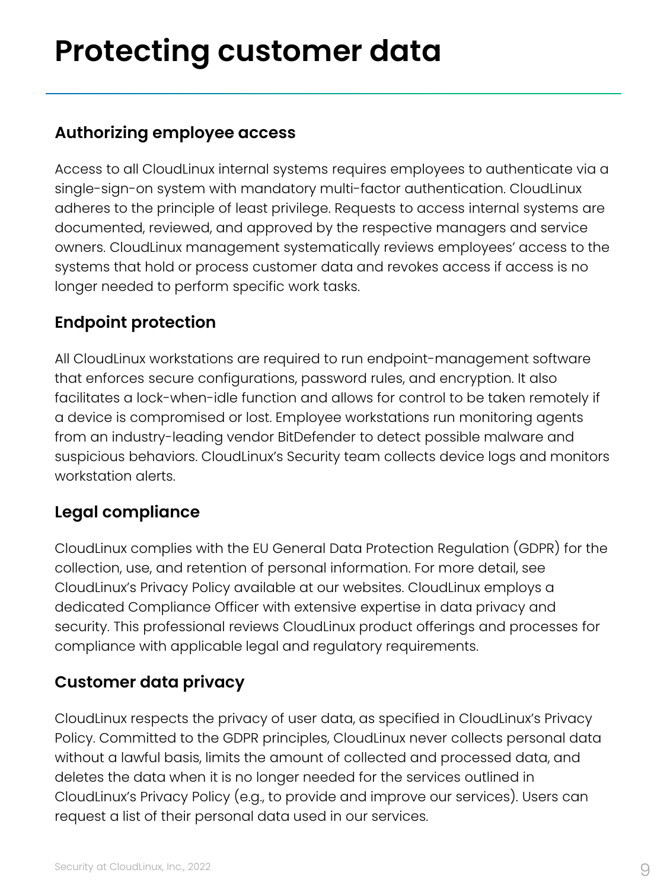# Protecting customer data

## Authorizing employee access

Access to all CloudLinux internal systems requires employees to authenticate via a single-sign-on system with mandatory multi-factor authentication. CloudLinux adheres to the principle of least privilege. Requests to access internal systems are documented, reviewed, and approved by the respective managers and service owners. CloudLinux management systematically reviews employees' access to the systems that hold or process customer data and revokes access if access is no longer needed to perform specific work tasks.

## Endpoint protection

All CloudLinux workstations are required to run endpoint-management software that enforces secure configurations, password rules, and encryption. It also facilitates a lock-when-idle function and allows for control to be taken remotely if a device is compromised or lost. Employee workstations run monitoring agents from an industry-leading vendor BitDefender to detect possible malware and suspicious behaviors. CloudLinux's Security team collects device logs and monitors workstation alerts.

## Legal compliance

CloudLinux complies with the EU General Data Protection Regulation (GDPR) for the collection, use, and retention of personal information. For more detail, see CloudLinux's Privacy Policy available at our websites. CloudLinux employs a dedicated Compliance Officer with extensive expertise in data privacy and security. This professional reviews CloudLinux product offerings and processes for compliance with applicable legal and regulatory requirements.

## Customer data privacy

CloudLinux respects the privacy of user data, as specified in CloudLinux's Privacy Policy. Committed to the GDPR principles, CloudLinux never collects personal data without a lawful basis, limits the amount of collected and processed data, and deletes the data when it is no longer needed for the services outlined in CloudLinux's Privacy Policy (e.g., to provide and improve our services). Users can request a list of their personal data used in our services.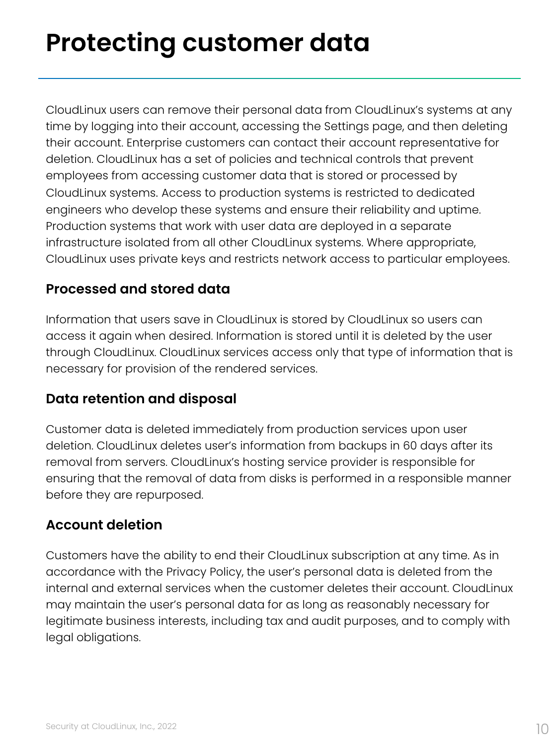# Protecting customer data

CloudLinux users can remove their personal data from CloudLinux's systems at any time by logging into their account, accessing the Settings page, and then deleting their account. Enterprise customers can contact their account representative for deletion. CloudLinux has a set of policies and technical controls that prevent employees from accessing customer data that is stored or processed by CloudLinux systems. Access to production systems is restricted to dedicated engineers who develop these systems and ensure their reliability and uptime. Production systems that work with user data are deployed in a separate infrastructure isolated from all other CloudLinux systems. Where appropriate, CloudLinux uses private keys and restricts network access to particular employees.

## Processed and stored data

Information that users save in CloudLinux is stored by CloudLinux so users can access it again when desired. Information is stored until it is deleted by the user through CloudLinux. CloudLinux services access only that type of information that is necessary for provision of the rendered services.

## Data retention and disposal

Customer data is deleted immediately from production services upon user deletion. CloudLinux deletes user's information from backups in 60 days after its removal from servers. CloudLinux's hosting service provider is responsible for ensuring that the removal of data from disks is performed in a responsible manner before they are repurposed.

## Account deletion

Customers have the ability to end their CloudLinux subscription at any time. As in accordance with the Privacy Policy, the user's personal data is deleted from the internal and external services when the customer deletes their account. CloudLinux may maintain the user's personal data for as long as reasonably necessary for legitimate business interests, including tax and audit purposes, and to comply with legal obligations.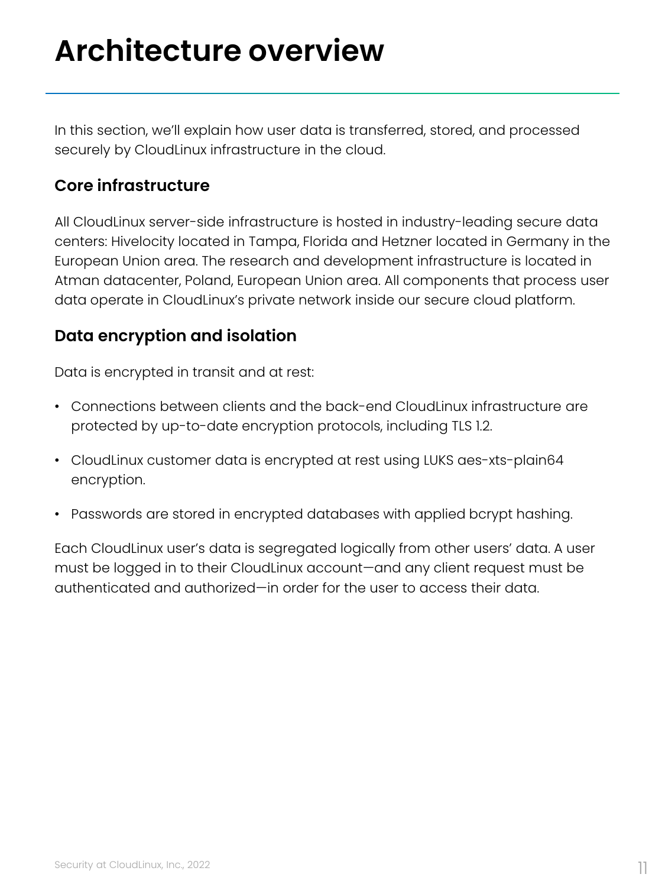# Architecture overview

In this section, we'll explain how user data is transferred, stored, and processed securely by CloudLinux infrastructure in the cloud.

## Core infrastructure

All CloudLinux server-side infrastructure is hosted in industry-leading secure data centers: Hivelocity located in Tampa, Florida and Hetzner located in Germany in the European Union area. The research and development infrastructure is located in Atman datacenter, Poland, European Union area. All components that process user data operate in CloudLinux's private network inside our secure cloud platform.

## Data encryption and isolation

Data is encrypted in transit and at rest:

- Connections between clients and the back-end CloudLinux infrastructure are protected by up-to-date encryption protocols, including TLS 1.2.
- CloudLinux customer data is encrypted at rest using LUKS aes-xts-plain64 encryption.
- Passwords are stored in encrypted databases with applied bcrypt hashing.

Each CloudLinux user's data is segregated logically from other users' data. A user must be logged in to their CloudLinux account—and any client request must be authenticated and authorized—in order for the user to access their data.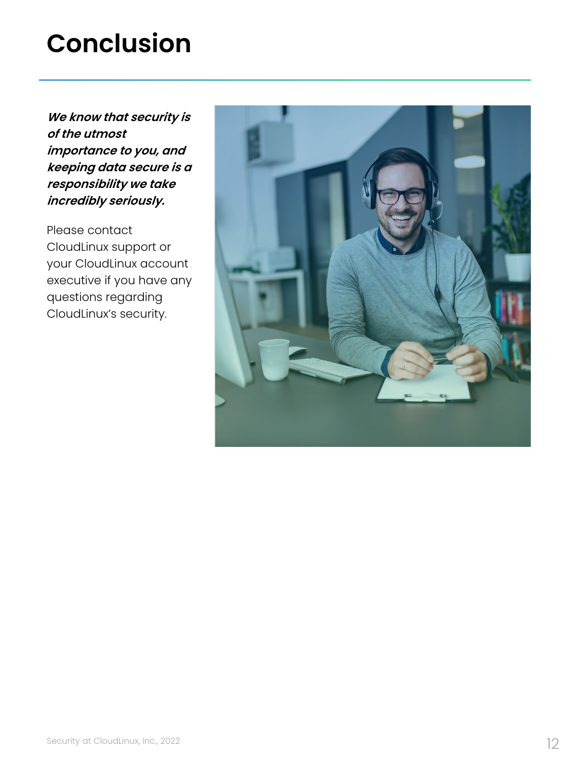# Conclusion

***We know that security is of the utmost importance to you, and keeping data secure is a responsibility we take incredibly seriously.***

Please contact CloudLinux support or your CloudLinux account executive if you have any questions regarding CloudLinux's security.